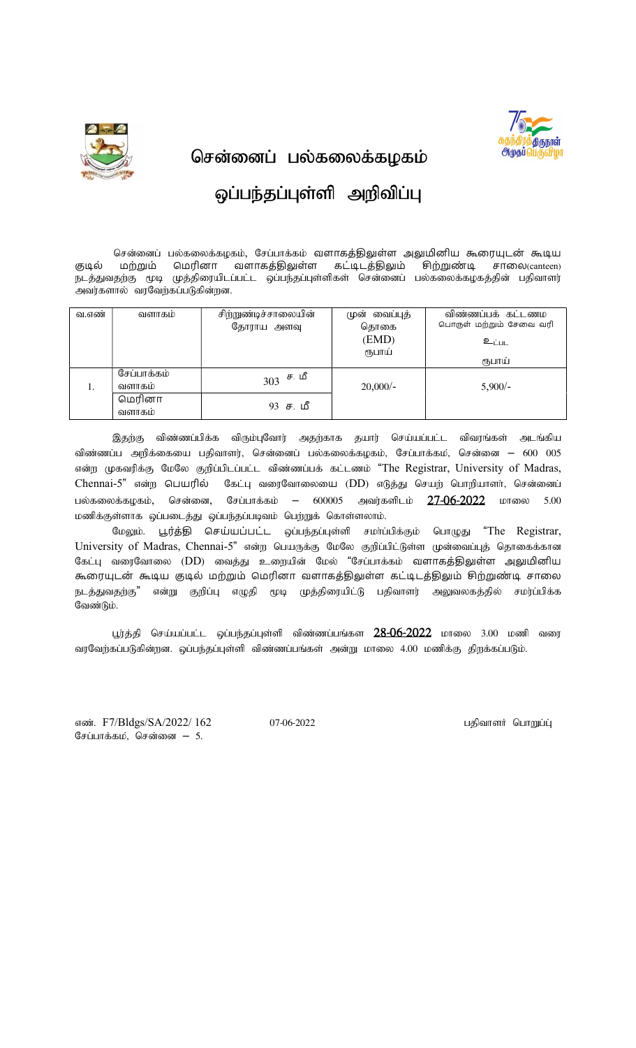# சென்னைப் பல்கலைக்கழகம்

## ஒப்பந்தப்புள்ளி அறிவிப்பு

சென்னைப் பல்கலைக்கழகம், சேப்பாக்கம் வளாகத்திலுள்ள அலுமினிய கூரையுடன் கூடிய குடில் மற்றும் மெரினா வளாகத்திலுள்ள கட்டிடத்திலும் சிற்றுண்டி சாலை(canteen) நடத்துவதற்கு மூடி முத்திரையிடப்பட்ட ஒப்பந்தப்புள்ளிகள் சென்னைப் பல்கலைக்கழகத்தின் பதிவாளர் அவர்களால் வரவேற்கப்படுகின்றன.

| வ.எண் | வளாகம் | சிற்றுண்டிச்சாலையின் தோராய அளவு | முன் வைப்புத் தொகை (EMD) ரூபாய் | விண்ணப்பக் கட்டணம் பொருள் மற்றும் சேவை வரி உட்பட ரூபாய் |
|---|---|---|---|---|
| 1. | சேப்பாக்கம் வளாகம் | 303 ச. மீ | 20,000/- | 5,900/- |
| | மெரினா வளாகம் | 93 ச. மீ | | |

இதற்கு விண்ணப்பிக்க விரும்புவோர் அதற்காக தயார் செய்யப்பட்ட விவரங்கள் அடங்கிய விண்ணப்ப அறிக்கையை பதிவாளர், சென்னைப் பல்கலைக்கழகம், சேப்பாக்கம், சென்னை – 600 005 என்ற முகவரிக்கு மேலே குறிப்பிடப்பட்ட விண்ணப்பக் கட்டணம் "The Registrar, University of Madras, Chennai-5" என்ற பெயரில் கேட்பு வரைவோலையை (DD) எடுத்து செயற் பொறியாளர், சென்னைப் பல்கலைக்கழகம், சென்னை, சேப்பாக்கம் – 600005 அவர்களிடம் **27-06-2022** மாலை 5.00 மணிக்குள்ளாக ஒப்படைத்து ஒப்பந்தப்படிவம் பெற்றுக் கொள்ளலாம்.

மேலும். பூர்த்தி செய்யப்பட்ட ஒப்பந்தப்புள்ளி சமர்ப்பிக்கும் பொழுது "The Registrar, University of Madras, Chennai-5" என்ற பெயருக்கு மேலே குறிப்பிட்டுள்ள முன்வைப்புத் தொகைக்கான கேட்பு வரைவோலை (DD) வைத்து உறையின் மேல் "சேப்பாக்கம் வளாகத்திலுள்ள அலுமினிய கூரையுடன் கூடிய குடில் மற்றும் மெரினா வளாகத்திலுள்ள கட்டிடத்திலும் சிற்றுண்டி சாலை நடத்துவதற்கு" என்று குறிப்பு எழுதி மூடி முத்திரையிட்டு பதிவாளர் அலுவலகத்தில் சமர்ப்பிக்க வேண்டும்.

பூர்த்தி செய்யப்பட்ட ஒப்பந்தப்புள்ளி விண்ணப்பங்கள **28-06-2022** மாலை 3.00 மணி வரை வரவேற்கப்படுகின்றன. ஒப்பந்தப்புள்ளி விண்ணப்பங்கள் அன்று மாலை 4.00 மணிக்கு திறக்கப்படும்.

எண். F7/Bldgs/SA/2022/ 162    07-06-2022    பதிவாளர் பொறுப்பு

சேப்பாக்கம், சென்னை – 5.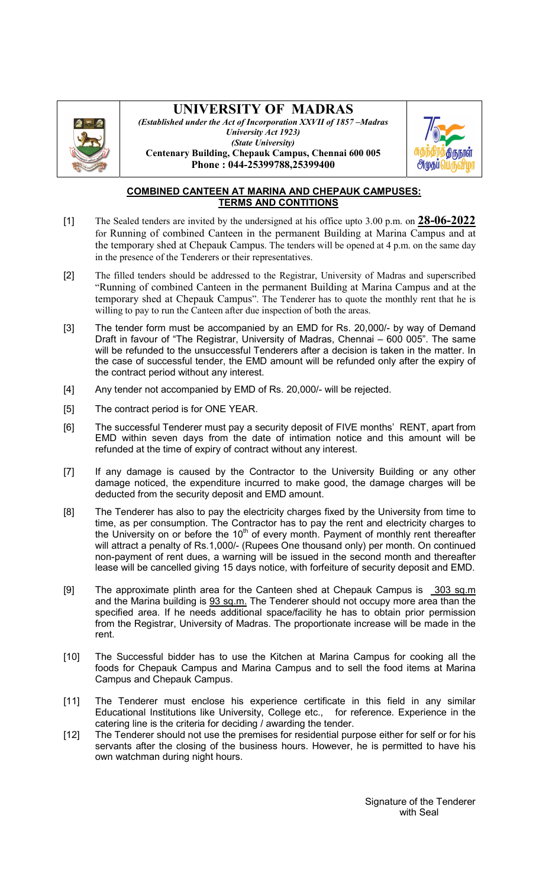# UNIVERSITY OF MADRAS

*(Established under the Act of Incorporation XXVII of 1857 –Madras University Act 1923)*
*(State University)*
**Centenary Building, Chepauk Campus, Chennai 600 005**
**Phone : 044-25399788,25399400**

சுதந்திரத் திருநாள் அமுதப் பெருவிழா

## COMBINED CANTEEN AT MARINA AND CHEPAUK CAMPUSES: TERMS AND CONTITIONS

[1] The Sealed tenders are invited by the undersigned at his office upto 3.00 p.m. on **28-06-2022** for Running of combined Canteen in the permanent Building at Marina Campus and at the temporary shed at Chepauk Campus. The tenders will be opened at 4 p.m. on the same day in the presence of the Tenderers or their representatives.

[2] The filled tenders should be addressed to the Registrar, University of Madras and superscribed "Running of combined Canteen in the permanent Building at Marina Campus and at the temporary shed at Chepauk Campus". The Tenderer has to quote the monthly rent that he is willing to pay to run the Canteen after due inspection of both the areas.

[3] The tender form must be accompanied by an EMD for Rs. 20,000/- by way of Demand Draft in favour of "The Registrar, University of Madras, Chennai – 600 005". The same will be refunded to the unsuccessful Tenderers after a decision is taken in the matter. In the case of successful tender, the EMD amount will be refunded only after the expiry of the contract period without any interest.

[4] Any tender not accompanied by EMD of Rs. 20,000/- will be rejected.

[5] The contract period is for ONE YEAR.

[6] The successful Tenderer must pay a security deposit of FIVE months' RENT, apart from EMD within seven days from the date of intimation notice and this amount will be refunded at the time of expiry of contract without any interest.

[7] If any damage is caused by the Contractor to the University Building or any other damage noticed, the expenditure incurred to make good, the damage charges will be deducted from the security deposit and EMD amount.

[8] The Tenderer has also to pay the electricity charges fixed by the University from time to time, as per consumption. The Contractor has to pay the rent and electricity charges to the University on or before the 10th of every month. Payment of monthly rent thereafter will attract a penalty of Rs.1,000/- (Rupees One thousand only) per month. On continued non-payment of rent dues, a warning will be issued in the second month and thereafter lease will be cancelled giving 15 days notice, with forfeiture of security deposit and EMD.

[9] The approximate plinth area for the Canteen shed at Chepauk Campus is 303 sq.m and the Marina building is 93 sq.m. The Tenderer should not occupy more area than the specified area. If he needs additional space/facility he has to obtain prior permission from the Registrar, University of Madras. The proportionate increase will be made in the rent.

[10] The Successful bidder has to use the Kitchen at Marina Campus for cooking all the foods for Chepauk Campus and Marina Campus and to sell the food items at Marina Campus and Chepauk Campus.

[11] The Tenderer must enclose his experience certificate in this field in any similar Educational Institutions like University, College etc., for reference. Experience in the catering line is the criteria for deciding / awarding the tender.

[12] The Tenderer should not use the premises for residential purpose either for self or for his servants after the closing of the business hours. However, he is permitted to have his own watchman during night hours.

Signature of the Tenderer with Seal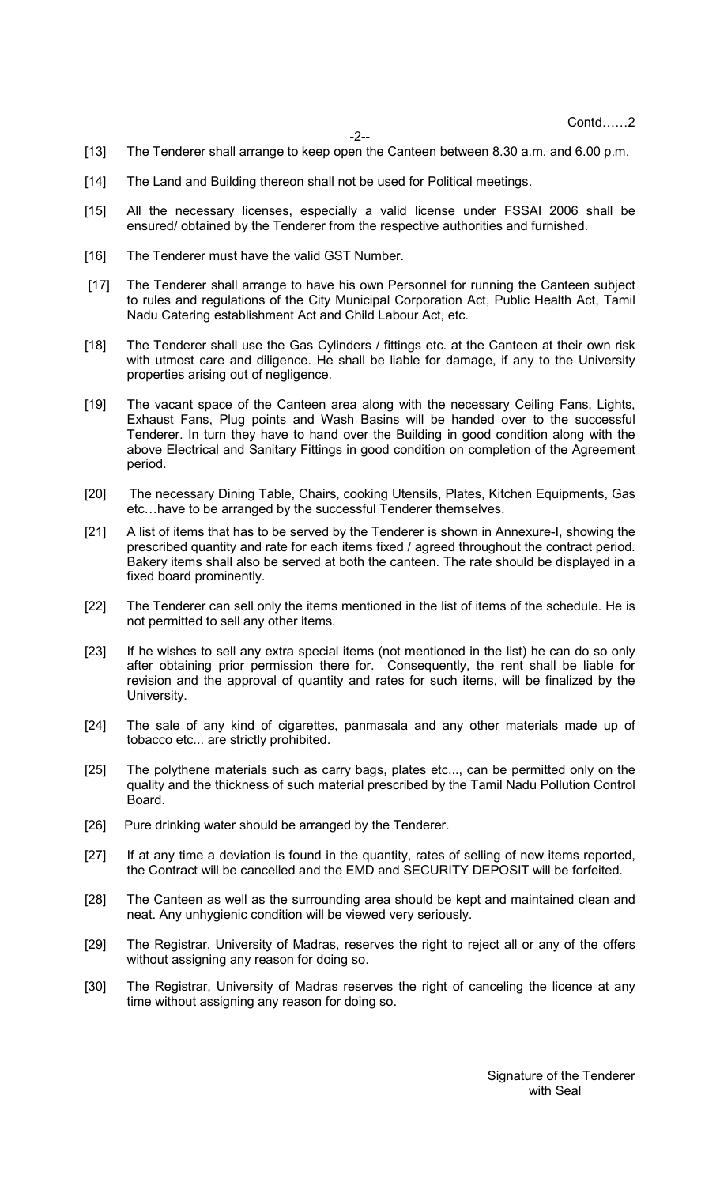[13] The Tenderer shall arrange to keep open the Canteen between 8.30 a.m. and 6.00 p.m.

[14] The Land and Building thereon shall not be used for Political meetings.

[15] All the necessary licenses, especially a valid license under FSSAI 2006 shall be ensured/ obtained by the Tenderer from the respective authorities and furnished.

[16] The Tenderer must have the valid GST Number.

[17] The Tenderer shall arrange to have his own Personnel for running the Canteen subject to rules and regulations of the City Municipal Corporation Act, Public Health Act, Tamil Nadu Catering establishment Act and Child Labour Act, etc.

[18] The Tenderer shall use the Gas Cylinders / fittings etc. at the Canteen at their own risk with utmost care and diligence. He shall be liable for damage, if any to the University properties arising out of negligence.

[19] The vacant space of the Canteen area along with the necessary Ceiling Fans, Lights, Exhaust Fans, Plug points and Wash Basins will be handed over to the successful Tenderer. In turn they have to hand over the Building in good condition along with the above Electrical and Sanitary Fittings in good condition on completion of the Agreement period.

[20] The necessary Dining Table, Chairs, cooking Utensils, Plates, Kitchen Equipments, Gas etc…have to be arranged by the successful Tenderer themselves.

[21] A list of items that has to be served by the Tenderer is shown in Annexure-I, showing the prescribed quantity and rate for each items fixed / agreed throughout the contract period. Bakery items shall also be served at both the canteen. The rate should be displayed in a fixed board prominently.

[22] The Tenderer can sell only the items mentioned in the list of items of the schedule. He is not permitted to sell any other items.

[23] If he wishes to sell any extra special items (not mentioned in the list) he can do so only after obtaining prior permission there for. Consequently, the rent shall be liable for revision and the approval of quantity and rates for such items, will be finalized by the University.

[24] The sale of any kind of cigarettes, panmasala and any other materials made up of tobacco etc... are strictly prohibited.

[25] The polythene materials such as carry bags, plates etc..., can be permitted only on the quality and the thickness of such material prescribed by the Tamil Nadu Pollution Control Board.

[26] Pure drinking water should be arranged by the Tenderer.

[27] If at any time a deviation is found in the quantity, rates of selling of new items reported, the Contract will be cancelled and the EMD and SECURITY DEPOSIT will be forfeited.

[28] The Canteen as well as the surrounding area should be kept and maintained clean and neat. Any unhygienic condition will be viewed very seriously.

[29] The Registrar, University of Madras, reserves the right to reject all or any of the offers without assigning any reason for doing so.

[30] The Registrar, University of Madras reserves the right of canceling the licence at any time without assigning any reason for doing so.

Signature of the Tenderer
with Seal